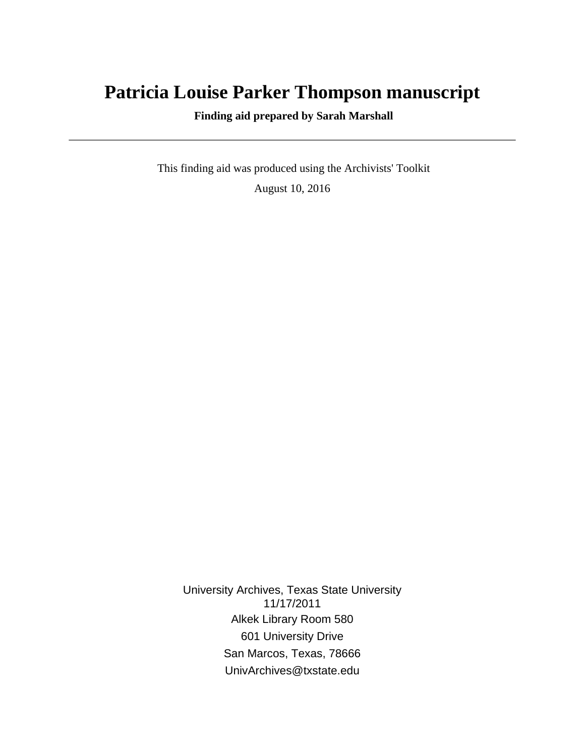# Patricia Louise Parker Thompson manuscript

**Finding aid prepared by Sarah Marshall**

---

This finding aid was produced using the Archivists' Toolkit

August 10, 2016

University Archives, Texas State University
11/17/2011
Alkek Library Room 580
601 University Drive
San Marcos, Texas, 78666
UnivArchives@txstate.edu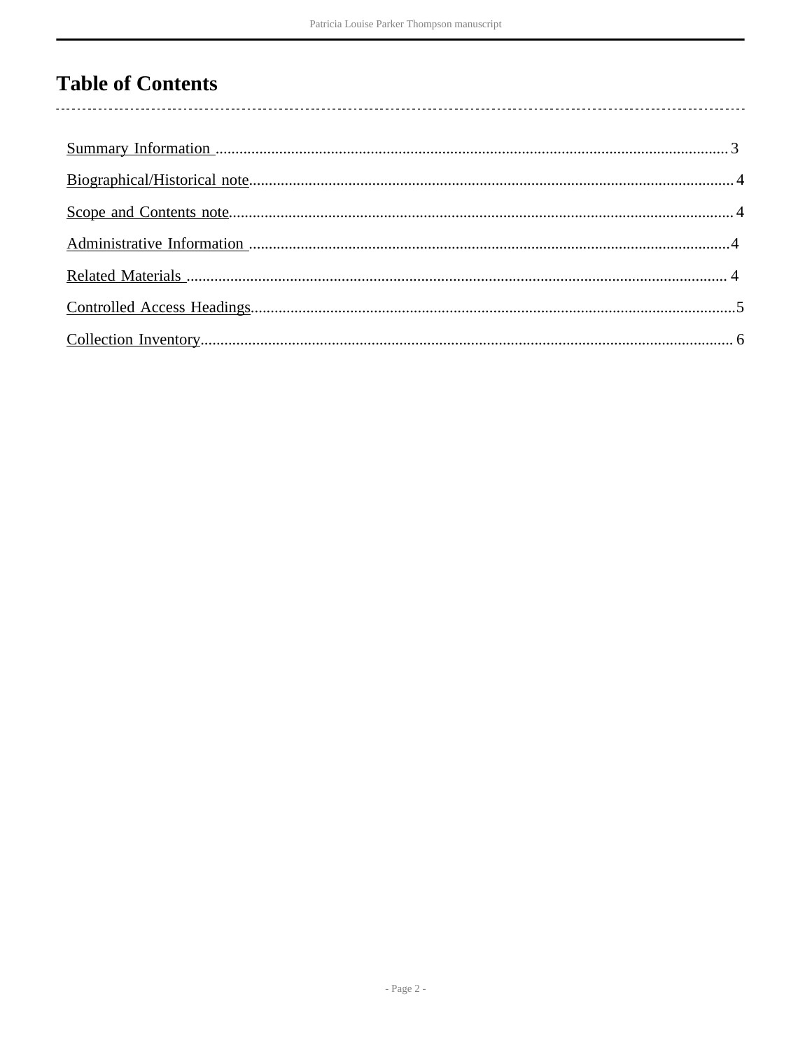# Table of Contents

Summary Information ........................................................................................................................ 3

Biographical/Historical note............................................................................................................... 4

Scope and Contents note.................................................................................................................... 4

Administrative Information ............................................................................................................... 4

Related Materials .............................................................................................................................. 4

Controlled Access Headings...............................................................................................................5

Collection Inventory........................................................................................................................... 6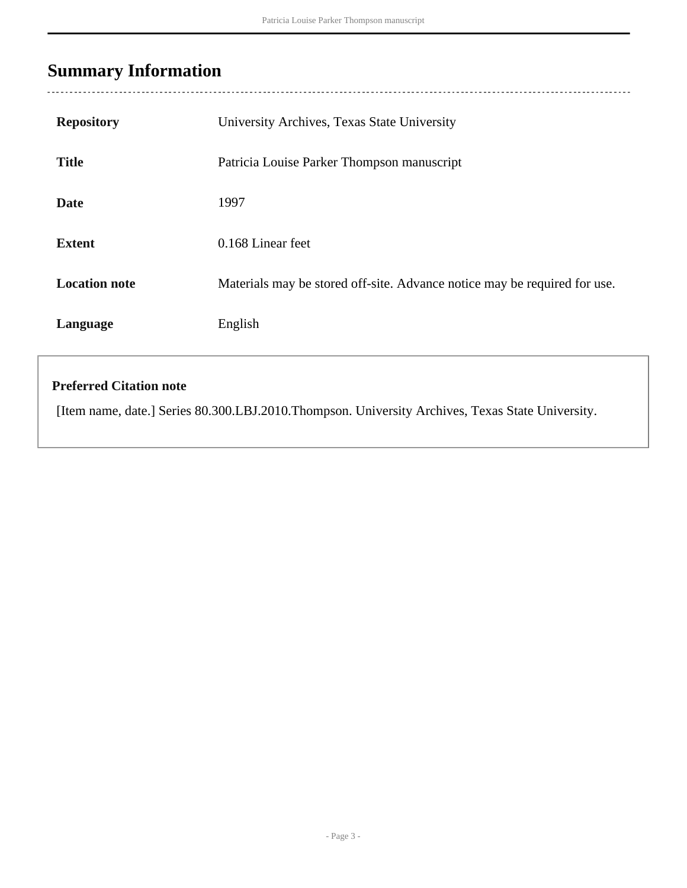## Summary Information

| | |
|---|---|
| **Repository** | University Archives, Texas State University |
| **Title** | Patricia Louise Parker Thompson manuscript |
| **Date** | 1997 |
| **Extent** | 0.168 Linear feet |
| **Location note** | Materials may be stored off-site. Advance notice may be required for use. |
| **Language** | English |

**Preferred Citation note**

[Item name, date.] Series 80.300.LBJ.2010.Thompson. University Archives, Texas State University.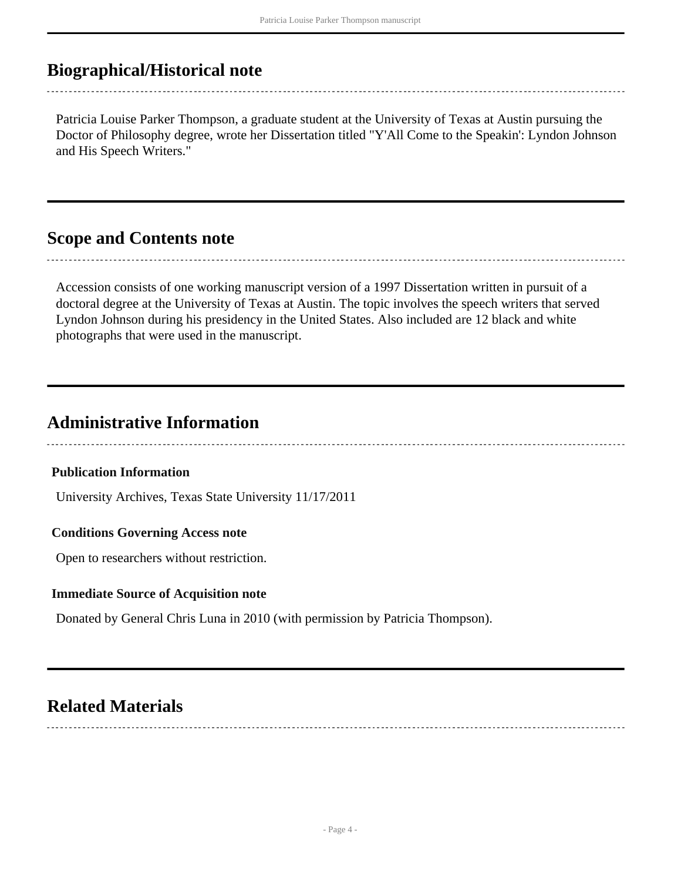## Biographical/Historical note

Patricia Louise Parker Thompson, a graduate student at the University of Texas at Austin pursuing the Doctor of Philosophy degree, wrote her Dissertation titled "Y'All Come to the Speakin': Lyndon Johnson and His Speech Writers."

## Scope and Contents note

Accession consists of one working manuscript version of a 1997 Dissertation written in pursuit of a doctoral degree at the University of Texas at Austin. The topic involves the speech writers that served Lyndon Johnson during his presidency in the United States. Also included are 12 black and white photographs that were used in the manuscript.

## Administrative Information

**Publication Information**

University Archives, Texas State University 11/17/2011

**Conditions Governing Access note**

Open to researchers without restriction.

**Immediate Source of Acquisition note**

Donated by General Chris Luna in 2010 (with permission by Patricia Thompson).

## Related Materials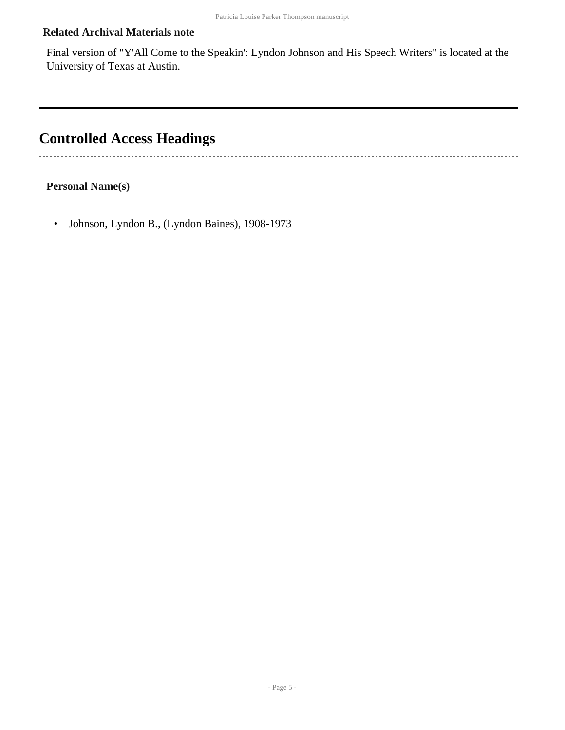**Related Archival Materials note**

Final version of "Y'All Come to the Speakin': Lyndon Johnson and His Speech Writers" is located at the University of Texas at Austin.

## Controlled Access Headings

**Personal Name(s)**

- Johnson, Lyndon B., (Lyndon Baines), 1908-1973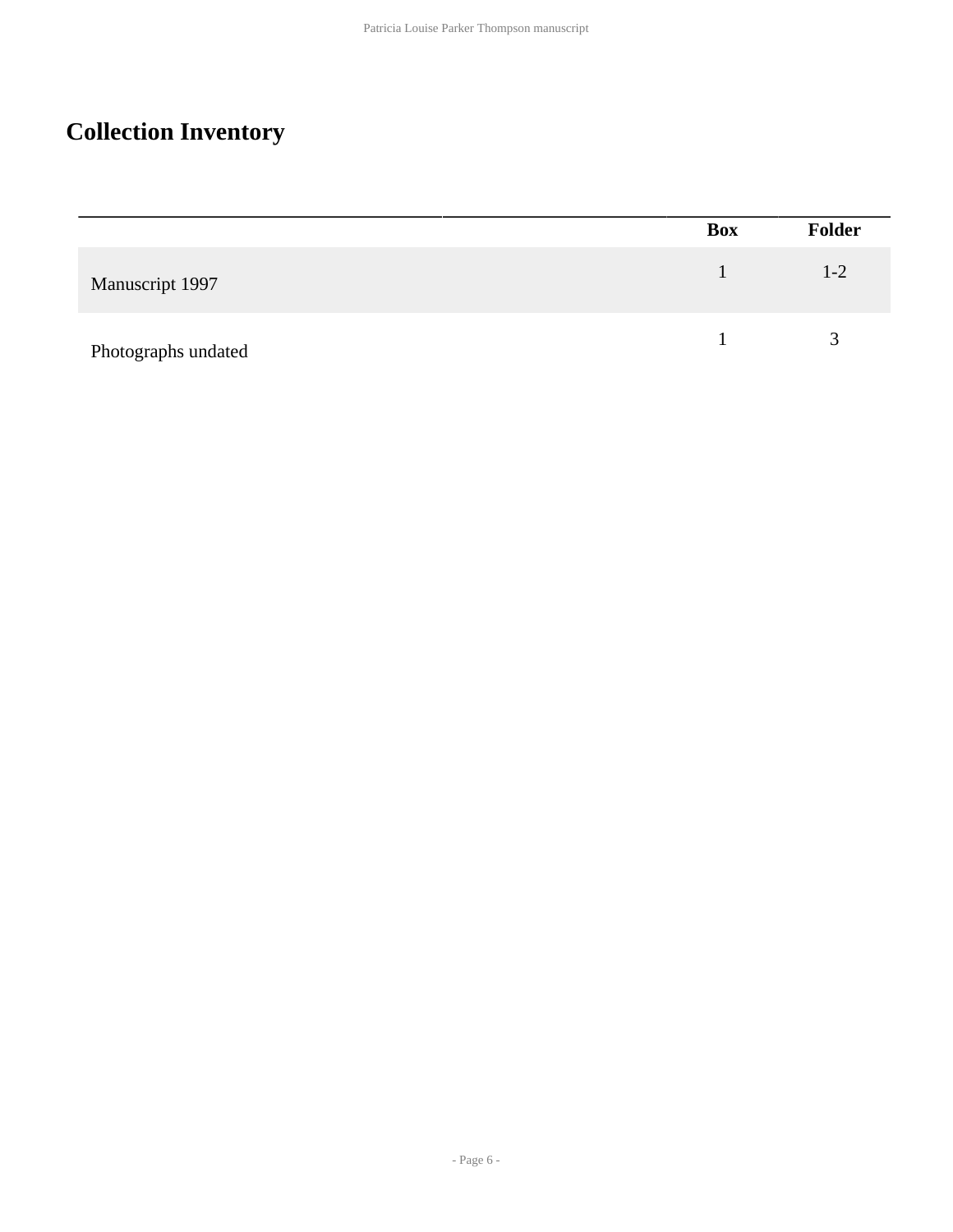# Collection Inventory

| | Box | Folder |
|---|---|---|
| Manuscript 1997 | 1 | 1-2 |
| Photographs undated | 1 | 3 |